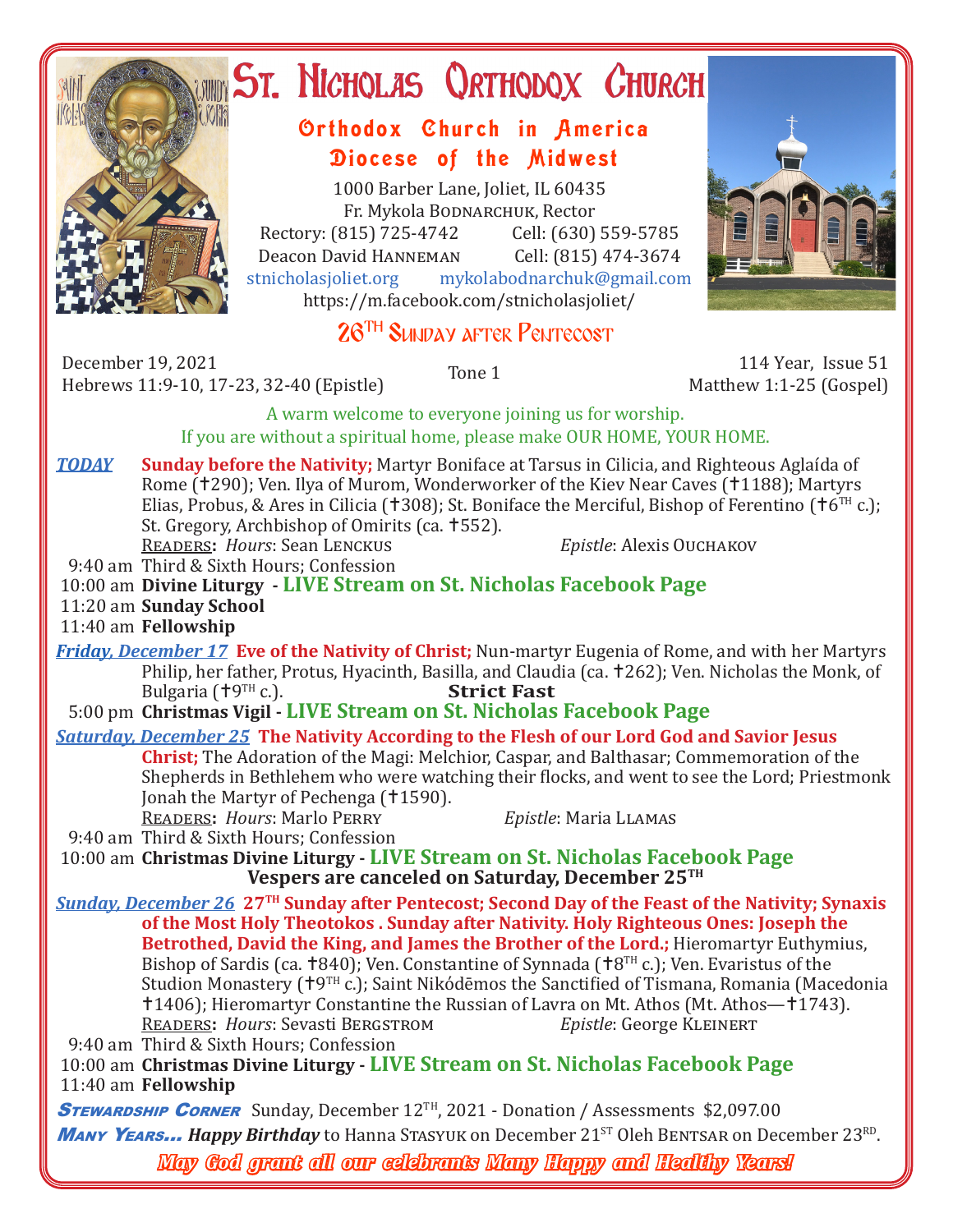# St. Nicholas Orthodox Church

## Orthodox Church in America
## Diocese of the Midwest

1000 Barber Lane, Joliet, IL 60435
Fr. Mykola Bodnarchuk, Rector
Rectory: (815) 725-4742 Cell: (630) 559-5785
Deacon David Hanneman Cell: (815) 474-3674
stnicholasjoliet.org mykolabodnarchuk@gmail.com
https://m.facebook.com/stnicholasjoliet/

## 26TH Sunday after Pentecost

December 19, 2021
Hebrews 11:9-10, 17-23, 32-40 (Epistle)

Tone 1

114 Year, Issue 51
Matthew 1:1-25 (Gospel)

A warm welcome to everyone joining us for worship.
If you are without a spiritual home, please make OUR HOME, YOUR HOME.

***TODAY*** **Sunday before the Nativity;** Martyr Boniface at Tarsus in Cilicia, and Righteous Aglaída of Rome (✝290); Ven. Ilya of Murom, Wonderworker of the Kiev Near Caves (✝1188); Martyrs Elias, Probus, & Ares in Cilicia (✝308); St. Boniface the Merciful, Bishop of Ferentino (✝6TH c.); St. Gregory, Archbishop of Omirits (ca. ✝552).

Readers: *Hours*: Sean Lenckus *Epistle*: Alexis Ouchakov

9:40 am Third & Sixth Hours; Confession
10:00 am **Divine Liturgy - LIVE Stream on St. Nicholas Facebook Page**
11:20 am **Sunday School**
11:40 am **Fellowship**

***Friday, December 17*** **Eve of the Nativity of Christ;** Nun-martyr Eugenia of Rome, and with her Martyrs Philip, her father, Protus, Hyacinth, Basilla, and Claudia (ca. ✝262); Ven. Nicholas the Monk, of Bulgaria (✝9TH c.). **Strict Fast**

5:00 pm **Christmas Vigil - LIVE Stream on St. Nicholas Facebook Page**

***Saturday, December 25*** **The Nativity According to the Flesh of our Lord God and Savior Jesus Christ;** The Adoration of the Magi: Melchior, Caspar, and Balthasar; Commemoration of the Shepherds in Bethlehem who were watching their flocks, and went to see the Lord; Priestmonk Jonah the Martyr of Pechenga (✝1590).

Readers: *Hours*: Marlo Perry *Epistle*: Maria Llamas

9:40 am Third & Sixth Hours; Confession
10:00 am **Christmas Divine Liturgy - LIVE Stream on St. Nicholas Facebook Page**

**Vespers are canceled on Saturday, December 25TH**

***Sunday, December 26*** **27TH Sunday after Pentecost; Second Day of the Feast of the Nativity; Synaxis of the Most Holy Theotokos . Sunday after Nativity. Holy Righteous Ones: Joseph the Betrothed, David the King, and James the Brother of the Lord.;** Hieromartyr Euthymius, Bishop of Sardis (ca. ✝840); Ven. Constantine of Synnada (✝8TH c.); Ven. Evaristus of the Studion Monastery (✝9TH c.); Saint Nikódēmos the Sanctified of Tismana, Romania (Macedonia ✝1406); Hieromartyr Constantine the Russian of Lavra on Mt. Athos (Mt. Athos—✝1743).

Readers: *Hours*: Sevasti Bergstrom *Epistle*: George Kleinert

9:40 am Third & Sixth Hours; Confession
10:00 am **Christmas Divine Liturgy - LIVE Stream on St. Nicholas Facebook Page**
11:40 am **Fellowship**

***Stewardship Corner*** Sunday, December 12TH, 2021 - Donation / Assessments $2,097.00

***Many Years...*** ***Happy Birthday*** to Hanna Stasyuk on December 21ST Oleh Bentsar on December 23RD.

*May God grant all our celebrants Many Happy and Healthy Years!*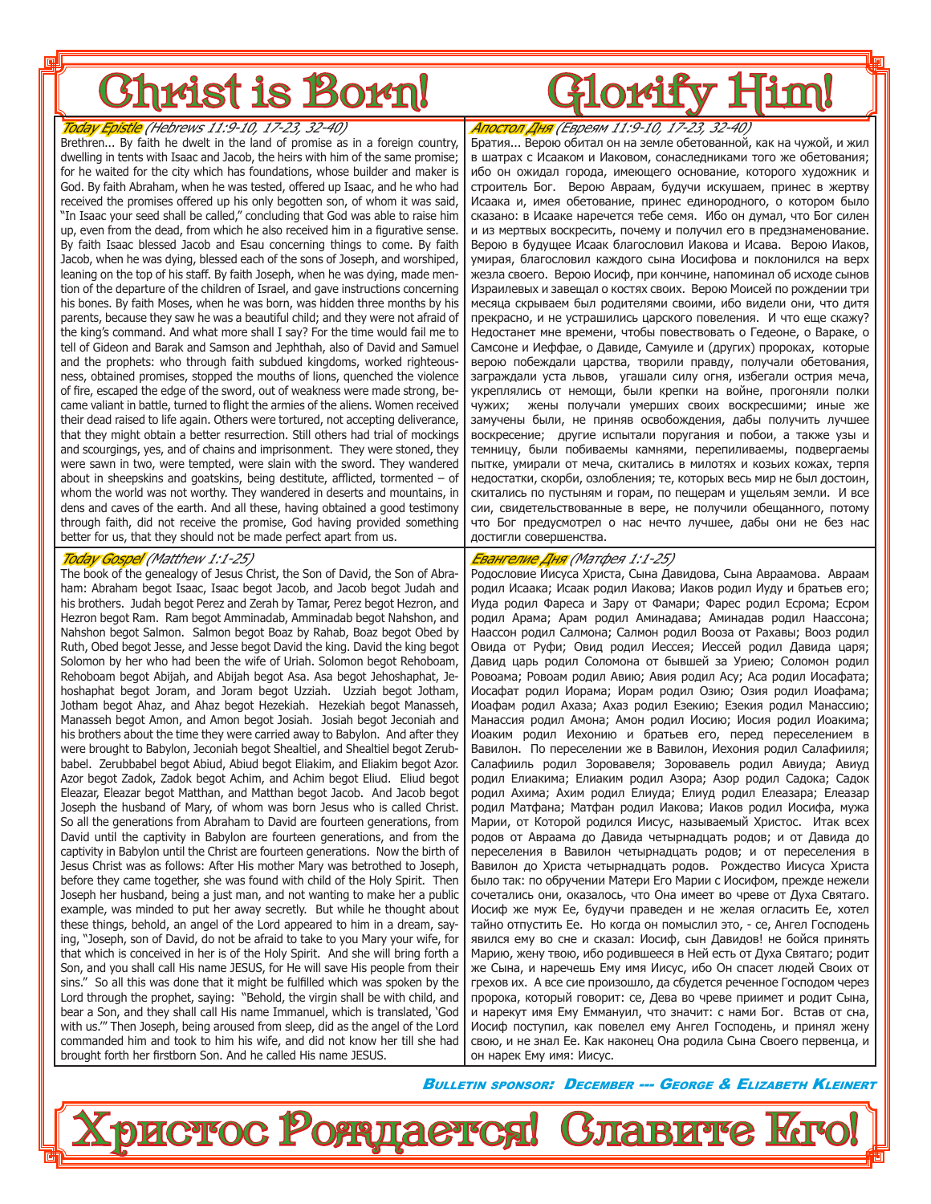# Christ is Born! Glorify Him!

*Today Epistle (Hebrews 11:9-10, 17-23, 32-40)*

Brethren... By faith he dwelt in the land of promise as in a foreign country, dwelling in tents with Isaac and Jacob, the heirs with him of the same promise; for he waited for the city which has foundations, whose builder and maker is God. By faith Abraham, when he was tested, offered up Isaac, and he who had received the promises offered up his only begotten son, of whom it was said, "In Isaac your seed shall be called," concluding that God was able to raise him up, even from the dead, from which he also received him in a figurative sense. By faith Isaac blessed Jacob and Esau concerning things to come. By faith Jacob, when he was dying, blessed each of the sons of Joseph, and worshiped, leaning on the top of his staff. By faith Joseph, when he was dying, made mention of the departure of the children of Israel, and gave instructions concerning his bones. By faith Moses, when he was born, was hidden three months by his parents, because they saw he was a beautiful child; and they were not afraid of the king's command. And what more shall I say? For the time would fail me to tell of Gideon and Barak and Samson and Jephthah, also of David and Samuel and the prophets: who through faith subdued kingdoms, worked righteousness, obtained promises, stopped the mouths of lions, quenched the violence of fire, escaped the edge of the sword, out of weakness were made strong, became valiant in battle, turned to flight the armies of the aliens. Women received their dead raised to life again. Others were tortured, not accepting deliverance, that they might obtain a better resurrection. Still others had trial of mockings and scourgings, yes, and of chains and imprisonment. They were stoned, they were sawn in two, were tempted, were slain with the sword. They wandered about in sheepskins and goatskins, being destitute, afflicted, tormented – of whom the world was not worthy. They wandered in deserts and mountains, in dens and caves of the earth. And all these, having obtained a good testimony through faith, did not receive the promise, God having provided something better for us, that they should not be made perfect apart from us.

*Апостол Дня (Евреям 11:9-10, 17-23, 32-40)*

Братия... Верою обитал он на земле обетованной, как на чужой, и жил в шатрах с Исааком и Иаковом, сонаследниками того же обетования; ибо он ожидал города, имеющего основание, которого художник и строитель Бог. Верою Авраам, будучи искушаем, принес в жертву Исаака и, имея обетование, принес единородного, о котором было сказано: в Исааке наречется тебе семя. Ибо он думал, что Бог силен и из мертвых воскресить, почему и получил его в предзнаменование. Верою в будущее Исаак благословил Иакова и Исава. Верою Иаков, умирая, благословил каждого сына Иосифова и поклонился на верх жезла своего. Верою Иосиф, при кончине, напоминал об исходе сынов Израилевых и завещал о костях своих. Верою Моисей по рождении три месяца скрываем был родителями своими, ибо видели они, что дитя прекрасно, и не устрашились царского повеления. И что еще скажу? Недостанет мне времени, чтобы повествовать о Гедеоне, о Вараке, о Самсоне и Иеффае, о Давиде, Самуиле и (других) пророках, которые верою побеждали царства, творили правду, получали обетования, заграждали уста львов, угашали силу огня, избегали острия меча, укреплялись от немощи, были крепки на войне, прогоняли полки чужих; жены получали умерших своих воскресшими; иные же замучены были, не приняв освобождения, дабы получить лучшее воскресение; другие испытали поругания и побои, а также узы и темницу, были побиваемы камнями, перепиливаемы, подвергаемы пытке, умирали от меча, скитались в милотях и козьих кожах, терпя недостатки, скорби, озлобления; те, которых весь мир не был достоин, скитались по пустыням и горам, по пещерам и ущельям земли. И все сии, свидетельствованные в вере, не получили обещанного, потому что Бог предусмотрел о нас нечто лучшее, дабы они не без нас достигли совершенства.

*Today Gospel (Matthew 1:1-25)*

The book of the genealogy of Jesus Christ, the Son of David, the Son of Abraham: Abraham begot Isaac, Isaac begot Jacob, and Jacob begot Judah and his brothers. Judah begot Perez and Zerah by Tamar, Perez begot Hezron, and Hezron begot Ram. Ram begot Amminadab, Amminadab begot Nahshon, and Nahshon begot Salmon. Salmon begot Boaz by Rahab, Boaz begot Obed by Ruth, Obed begot Jesse, and Jesse begot David the king. David the king begot Solomon by her who had been the wife of Uriah. Solomon begot Rehoboam, Rehoboam begot Abijah, and Abijah begot Asa. Asa begot Jehoshaphat, Jehoshaphat begot Joram, and Joram begot Uzziah. Uzziah begot Jotham, Jotham begot Ahaz, and Ahaz begot Hezekiah. Hezekiah begot Manasseh, Manasseh begot Amon, and Amon begot Josiah. Josiah begot Jeconiah and his brothers about the time they were carried away to Babylon. And after they were brought to Babylon, Jeconiah begot Shealtiel, and Shealtiel begot Zerubbabel. Zerubbabel begot Abiud, Abiud begot Eliakim, and Eliakim begot Azor. Azor begot Zadok, Zadok begot Achim, and Achim begot Eliud. Eliud begot Eleazar, Eleazar begot Matthan, and Matthan begot Jacob. And Jacob begot Joseph the husband of Mary, of whom was born Jesus who is called Christ. So all the generations from Abraham to David are fourteen generations, from David until the captivity in Babylon are fourteen generations, and from the captivity in Babylon until the Christ are fourteen generations. Now the birth of Jesus Christ was as follows: After His mother Mary was betrothed to Joseph, before they came together, she was found with child of the Holy Spirit. Then Joseph her husband, being a just man, and not wanting to make her a public example, was minded to put her away secretly. But while he thought about these things, behold, an angel of the Lord appeared to him in a dream, saying, "Joseph, son of David, do not be afraid to take to you Mary your wife, for that which is conceived in her is of the Holy Spirit. And she will bring forth a Son, and you shall call His name JESUS, for He will save His people from their sins." So all this was done that it might be fulfilled which was spoken by the Lord through the prophet, saying: "Behold, the virgin shall be with child, and bear a Son, and they shall call His name Immanuel, which is translated, 'God with us.'" Then Joseph, being aroused from sleep, did as the angel of the Lord commanded him and took to him his wife, and did not know her till she had brought forth her firstborn Son. And he called His name JESUS.

*Евангелие Дня (Матфея 1:1-25)*

Родословие Иисуса Христа, Сына Давидова, Сына Авраамова. Авраам родил Исаака; Исаак родил Иакова; Иаков родил Иуду и братьев его; Иуда родил Фареса и Зару от Фамари; Фарес родил Есрома; Есром родил Арама; Арам родил Аминадава; Аминадав родил Наассона; Наассон родил Салмона; Салмон родил Вооза от Рахавы; Вооз родил Овида от Руфи; Овид родил Иессея; Иессей родил Давида царя; Давид царь родил Соломона от бывшей за Урией; Соломон родил Ровоама; Ровоам родил Авию; Авия родил Асу; Аса родил Иосафата; Иосафат родил Иорама; Иорам родил Озию; Озия родил Иоафама; Иоафам родил Ахаза; Ахаз родил Езекию; Езекия родил Манассию; Манассия родил Амона; Амон родил Иосию; Иосия родил Иоакима; Иоаким родил Иехонию и братьев его, перед переселением в Вавилон. По переселении же в Вавилон, Иехония родил Салафииля; Салафииль родил Зоровавеля; Зоровавель родил Авиуда; Авиуд родил Елиакима; Елиаким родил Азора; Азор родил Садока; Садок родил Ахима; Ахим родил Елиуда; Елиуд родил Елеазара; Елеазар родил Матфана; Матфан родил Иакова; Иаков родил Иосифа, мужа Марии, от Которой родился Иисус, называемый Христос. Итак всех родов от Авраама до Давида четырнадцать родов; и от Давида до переселения в Вавилон четырнадцать родов; и от переселения в Вавилон до Христа четырнадцать родов. Рождество Иисуса Христа было так: по обручении Матери Его Марии с Иосифом, прежде нежели сочетались они, оказалось, что Она имеет во чреве от Духа Святаго. Иосиф же муж Ее, будучи праведен и не желая огласить Ее, хотел тайно отпустить Ее. Но когда он помыслил это, - се, Ангел Господень явился ему во сне и сказал: Иосиф, сын Давидов! не бойся принять Марию, жену твою, ибо родившееся в Ней есть от Духа Святаго; родит же Сына, и наречешь Ему имя Иисус, ибо Он спасет людей Своих от грехов их. А все сие произошло, да сбудется реченное Господом через пророка, который говорит: се, Дева во чреве приимет и родит Сына, и нарекут имя Ему Еммануил, что значит: с нами Бог. Встав от сна, Иосиф поступил, как повелел ему Ангел Господень, и принял жену свою, и не знал Ее. Как наконец Она родила Сына Своего первенца, и он нарек Ему имя: Иисус.

***Bulletin sponsor: December --- George & Elizabeth Kleinert***

# Христос Рождается! Славите Его!